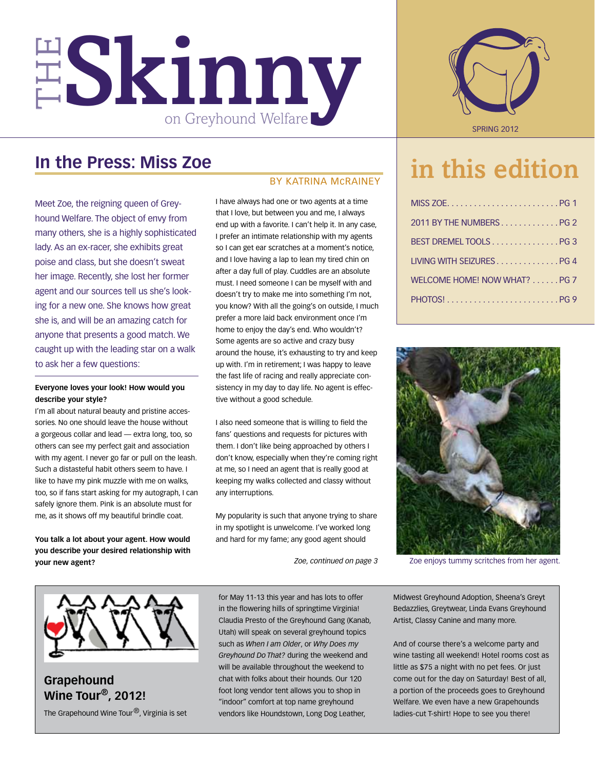# THE Skinny on Greyhound Welfare

SPRING 2012

## In the Press: Miss Zoe

BY KATRINA McRAINEY

Meet Zoe, the reigning queen of Greyhound Welfare. The object of envy from many others, she is a highly sophisticated lady. As an ex-racer, she exhibits great poise and class, but she doesn't sweat her image. Recently, she lost her former agent and our sources tell us she's looking for a new one. She knows how great she is, and will be an amazing catch for anyone that presents a good match. We caught up with the leading star on a walk to ask her a few questions:

**Everyone loves your look! How would you describe your style?**

I'm all about natural beauty and pristine accessories. No one should leave the house without a gorgeous collar and lead — extra long, too, so others can see my perfect gait and association with my agent. I never go far or pull on the leash. Such a distasteful habit others seem to have. I like to have my pink muzzle with me on walks, too, so if fans start asking for my autograph, I can safely ignore them. Pink is an absolute must for me, as it shows off my beautiful brindle coat.

**You talk a lot about your agent. How would you describe your desired relationship with your new agent?**

I have always had one or two agents at a time that I love, but between you and me, I always end up with a favorite. I can't help it. In any case, I prefer an intimate relationship with my agents so I can get ear scratches at a moment's notice, and I love having a lap to lean my tired chin on after a day full of play. Cuddles are an absolute must. I need someone I can be myself with and doesn't try to make me into something I'm not, you know? With all the going's on outside, I much prefer a more laid back environment once I'm home to enjoy the day's end. Who wouldn't? Some agents are so active and crazy busy around the house, it's exhausting to try and keep up with. I'm in retirement; I was happy to leave the fast life of racing and really appreciate consistency in my day to day life. No agent is effective without a good schedule.

I also need someone that is willing to field the fans' questions and requests for pictures with them. I don't like being approached by others I don't know, especially when they're coming right at me, so I need an agent that is really good at keeping my walks collected and classy without any interruptions.

My popularity is such that anyone trying to share in my spotlight is unwelcome. I've worked long and hard for my fame; any good agent should

*Zoe, continued on page 3*

## in this edition

| | |
|---|---|
| MISS ZOE | PG 1 |
| 2011 BY THE NUMBERS | PG 2 |
| BEST DREMEL TOOLS | PG 3 |
| LIVING WITH SEIZURES | PG 4 |
| WELCOME HOME! NOW WHAT? | PG 7 |
| PHOTOS! | PG 9 |

Zoe enjoys tummy scritches from her agent.

## Grapehound Wine Tour®, 2012!

The Grapehound Wine Tour®, Virginia is set for May 11-13 this year and has lots to offer in the flowering hills of springtime Virginia! Claudia Presto of the Greyhound Gang (Kanab, Utah) will speak on several greyhound topics such as *When I am Older*, or *Why Does my Greyhound Do That?* during the weekend and will be available throughout the weekend to chat with folks about their hounds. Our 120 foot long vendor tent allows you to shop in "indoor" comfort at top name greyhound vendors like Houndstown, Long Dog Leather, Midwest Greyhound Adoption, Sheena's Greyt Bedazzlies, Greytwear, Linda Evans Greyhound Artist, Classy Canine and many more.

And of course there's a welcome party and wine tasting all weekend! Hotel rooms cost as little as $75 a night with no pet fees. Or just come out for the day on Saturday! Best of all, a portion of the proceeds goes to Greyhound Welfare. We even have a new Grapehounds ladies-cut T-shirt! Hope to see you there!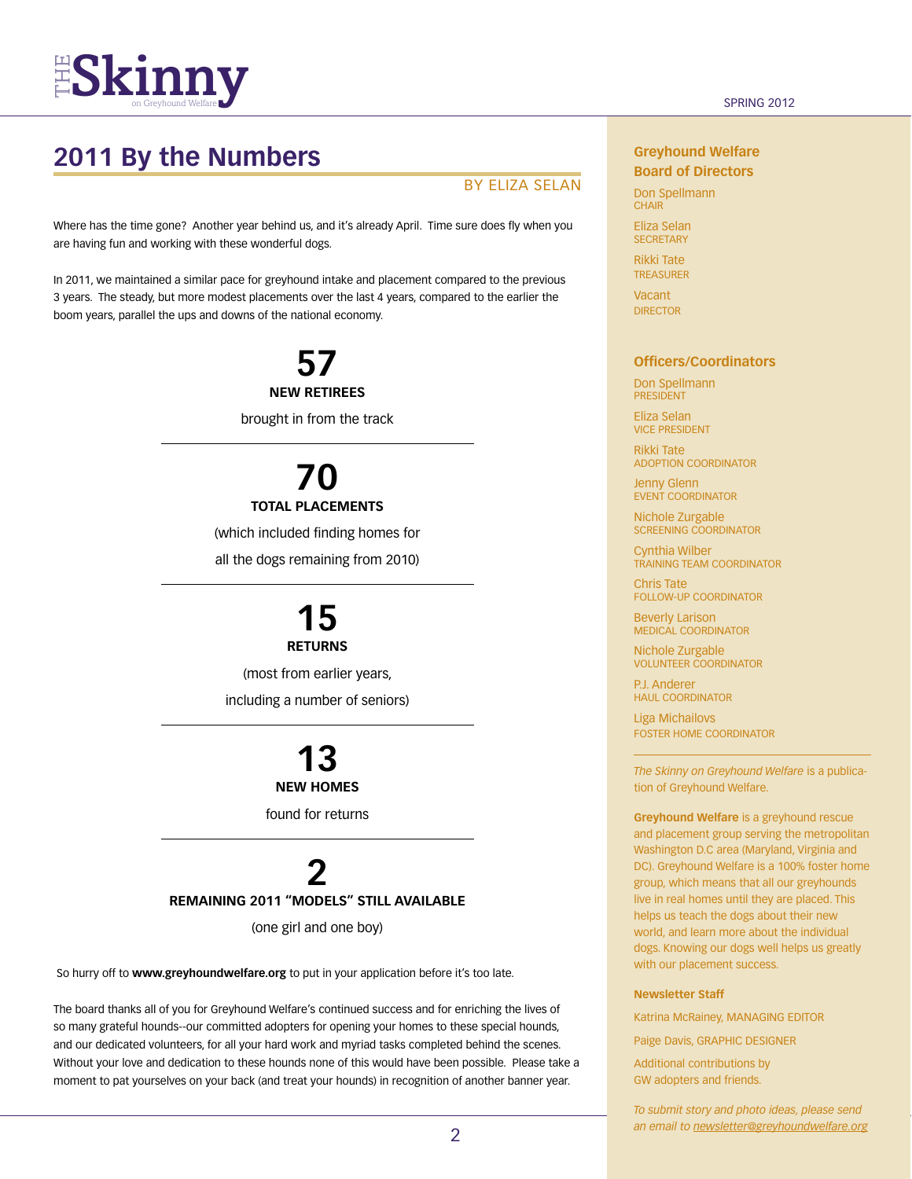# 2011 By the Numbers

BY ELIZA SELAN

Where has the time gone? Another year behind us, and it's already April. Time sure does fly when you are having fun and working with these wonderful dogs.

In 2011, we maintained a similar pace for greyhound intake and placement compared to the previous 3 years. The steady, but more modest placements over the last 4 years, compared to the earlier the boom years, parallel the ups and downs of the national economy.

**57**

**NEW RETIREES**

brought in from the track

---

**70**

**TOTAL PLACEMENTS**

(which included finding homes for all the dogs remaining from 2010)

---

**15**

**RETURNS**

(most from earlier years, including a number of seniors)

---

**13**

**NEW HOMES**

found for returns

---

**2**

**REMAINING 2011 "MODELS" STILL AVAILABLE**

(one girl and one boy)

So hurry off to **www.greyhoundwelfare.org** to put in your application before it's too late.

The board thanks all of you for Greyhound Welfare's continued success and for enriching the lives of so many grateful hounds--our committed adopters for opening your homes to these special hounds, and our dedicated volunteers, for all your hard work and myriad tasks completed behind the scenes. Without your love and dedication to these hounds none of this would have been possible. Please take a moment to pat yourselves on your back (and treat your hounds) in recognition of another banner year.

## Greyhound Welfare Board of Directors

Don Spellmann
CHAIR

Eliza Selan
SECRETARY

Rikki Tate
TREASURER

Vacant
DIRECTOR

## Officers/Coordinators

Don Spellmann
PRESIDENT

Eliza Selan
VICE PRESIDENT

Rikki Tate
ADOPTION COORDINATOR

Jenny Glenn
EVENT COORDINATOR

Nichole Zurgable
SCREENING COORDINATOR

Cynthia Wilber
TRAINING TEAM COORDINATOR

Chris Tate
FOLLOW-UP COORDINATOR

Beverly Larison
MEDICAL COORDINATOR

Nichole Zurgable
VOLUNTEER COORDINATOR

P.J. Anderer
HAUL COORDINATOR

Liga Michailovs
FOSTER HOME COORDINATOR

*The Skinny on Greyhound Welfare* is a publication of Greyhound Welfare.

**Greyhound Welfare** is a greyhound rescue and placement group serving the metropolitan Washington D.C area (Maryland, Virginia and DC). Greyhound Welfare is a 100% foster home group, which means that all our greyhounds live in real homes until they are placed. This helps us teach the dogs about their new world, and learn more about the individual dogs. Knowing our dogs well helps us greatly with our placement success.

### Newsletter Staff

Katrina McRainey, MANAGING EDITOR

Paige Davis, GRAPHIC DESIGNER

Additional contributions by GW adopters and friends.

*To submit story and photo ideas, please send an email to newsletter@greyhoundwelfare.org*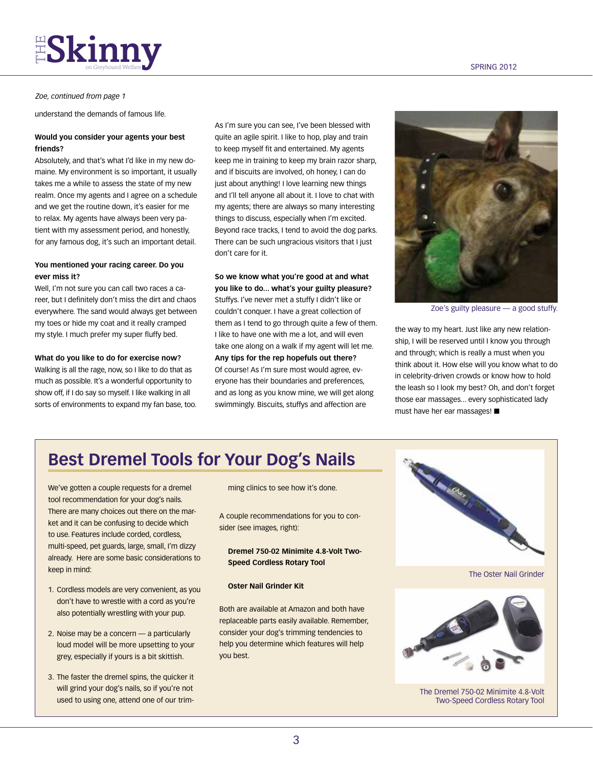*Zoe, continued from page 1*

understand the demands of famous life.

**Would you consider your agents your best friends?**

Absolutely, and that's what I'd like in my new domaine. My environment is so important, it usually takes me a while to assess the state of my new realm. Once my agents and I agree on a schedule and we get the routine down, it's easier for me to relax. My agents have always been very patient with my assessment period, and honestly, for any famous dog, it's such an important detail.

**You mentioned your racing career. Do you ever miss it?**

Well, I'm not sure you can call two races a career, but I definitely don't miss the dirt and chaos everywhere. The sand would always get between my toes or hide my coat and it really cramped my style. I much prefer my super fluffy bed.

**What do you like to do for exercise now?**

Walking is all the rage, now, so I like to do that as much as possible. It's a wonderful opportunity to show off, if I do say so myself. I like walking in all sorts of environments to expand my fan base, too.

As I'm sure you can see, I've been blessed with quite an agile spirit. I like to hop, play and train to keep myself fit and entertained. My agents keep me in training to keep my brain razor sharp, and if biscuits are involved, oh honey, I can do just about anything! I love learning new things and I'll tell anyone all about it. I love to chat with my agents; there are always so many interesting things to discuss, especially when I'm excited. Beyond race tracks, I tend to avoid the dog parks. There can be such ungracious visitors that I just don't care for it.

**So we know what you're good at and what you like to do... what's your guilty pleasure?**

Stuffys. I've never met a stuffy I didn't like or couldn't conquer. I have a great collection of them as I tend to go through quite a few of them. I like to have one with me a lot, and will even take one along on a walk if my agent will let me.

**Any tips for the rep hopefuls out there?**

Of course! As I'm sure most would agree, everyone has their boundaries and preferences, and as long as you know mine, we will get along swimmingly. Biscuits, stuffys and affection are the way to my heart. Just like any new relationship, I will be reserved until I know you through and through; which is really a must when you think about it. How else will you know what to do in celebrity-driven crowds or know how to hold the leash so I look my best? Oh, and don't forget those ear massages... every sophisticated lady must have her ear massages! ■

Zoe's guilty pleasure — a good stuffy.

## Best Dremel Tools for Your Dog's Nails

We've gotten a couple requests for a dremel tool recommendation for your dog's nails. There are many choices out there on the market and it can be confusing to decide which to use. Features include corded, cordless, multi-speed, pet guards, large, small, I'm dizzy already. Here are some basic considerations to keep in mind:

1. Cordless models are very convenient, as you don't have to wrestle with a cord as you're also potentially wrestling with your pup.
2. Noise may be a concern — a particularly loud model will be more upsetting to your grey, especially if yours is a bit skittish.
3. The faster the dremel spins, the quicker it will grind your dog's nails, so if you're not used to using one, attend one of our trimming clinics to see how it's done.

A couple recommendations for you to consider (see images, right):

**Dremel 750-02 Minimite 4.8-Volt Two-Speed Cordless Rotary Tool**

**Oster Nail Grinder Kit**

Both are available at Amazon and both have replaceable parts easily available. Remember, consider your dog's trimming tendencies to help you determine which features will help you best.

The Oster Nail Grinder

The Dremel 750-02 Minimite 4.8-Volt Two-Speed Cordless Rotary Tool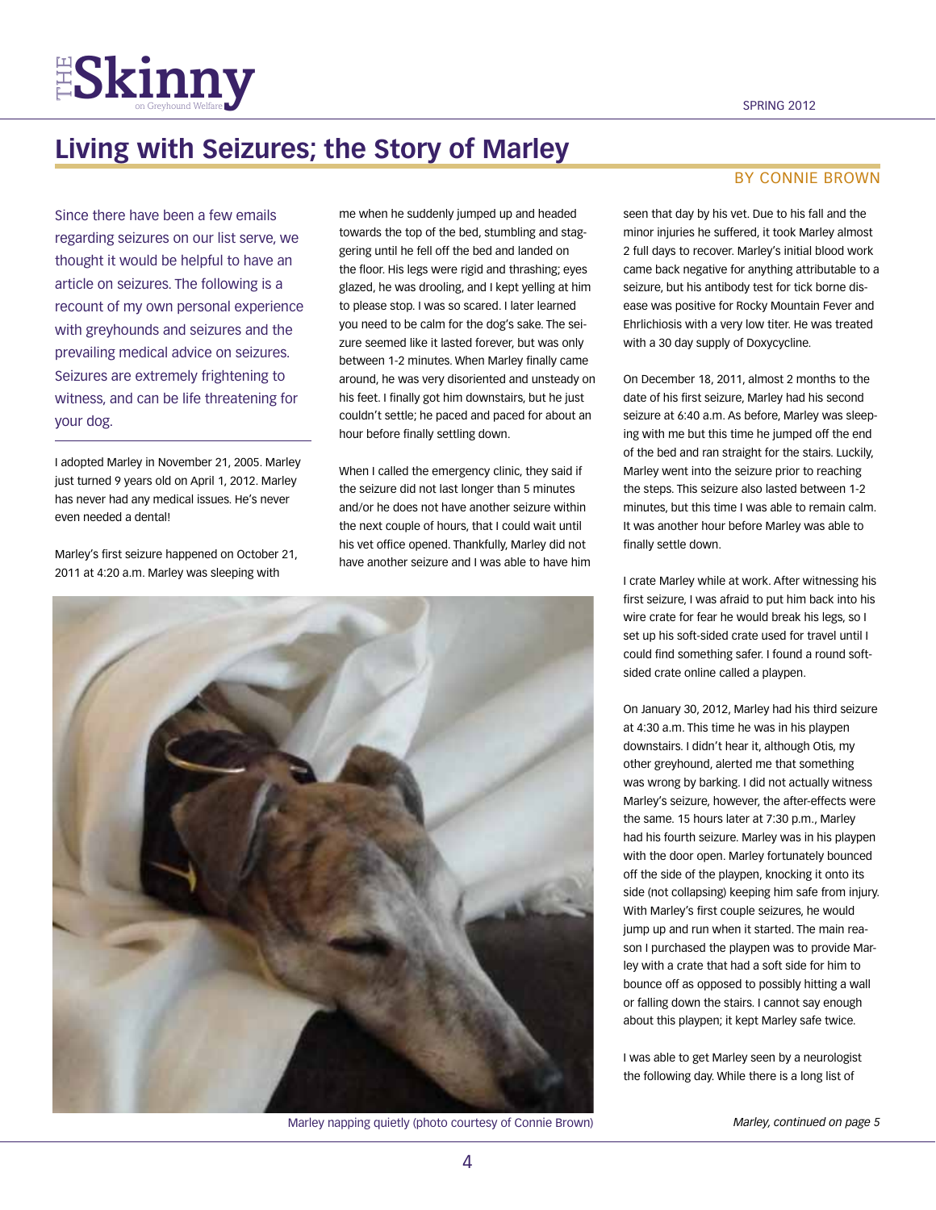# Living with Seizures; the Story of Marley

BY CONNIE BROWN

Since there have been a few emails regarding seizures on our list serve, we thought it would be helpful to have an article on seizures. The following is a recount of my own personal experience with greyhounds and seizures and the prevailing medical advice on seizures. Seizures are extremely frightening to witness, and can be life threatening for your dog.

I adopted Marley in November 21, 2005. Marley just turned 9 years old on April 1, 2012. Marley has never had any medical issues. He's never even needed a dental!

Marley's first seizure happened on October 21, 2011 at 4:20 a.m. Marley was sleeping with me when he suddenly jumped up and headed towards the top of the bed, stumbling and staggering until he fell off the bed and landed on the floor. His legs were rigid and thrashing; eyes glazed, he was drooling, and I kept yelling at him to please stop. I was so scared. I later learned you need to be calm for the dog's sake. The seizure seemed like it lasted forever, but was only between 1-2 minutes. When Marley finally came around, he was very disoriented and unsteady on his feet. I finally got him downstairs, but he just couldn't settle; he paced and paced for about an hour before finally settling down.

When I called the emergency clinic, they said if the seizure did not last longer than 5 minutes and/or he does not have another seizure within the next couple of hours, that I could wait until his vet office opened. Thankfully, Marley did not have another seizure and I was able to have him seen that day by his vet. Due to his fall and the minor injuries he suffered, it took Marley almost 2 full days to recover. Marley's initial blood work came back negative for anything attributable to a seizure, but his antibody test for tick borne disease was positive for Rocky Mountain Fever and Ehrlichiosis with a very low titer. He was treated with a 30 day supply of Doxycycline.

On December 18, 2011, almost 2 months to the date of his first seizure, Marley had his second seizure at 6:40 a.m. As before, Marley was sleeping with me but this time he jumped off the end of the bed and ran straight for the stairs. Luckily, Marley went into the seizure prior to reaching the steps. This seizure also lasted between 1-2 minutes, but this time I was able to remain calm. It was another hour before Marley was able to finally settle down.

I crate Marley while at work. After witnessing his first seizure, I was afraid to put him back into his wire crate for fear he would break his legs, so I set up his soft-sided crate used for travel until I could find something safer. I found a round soft-sided crate online called a playpen.

On January 30, 2012, Marley had his third seizure at 4:30 a.m. This time he was in his playpen downstairs. I didn't hear it, although Otis, my other greyhound, alerted me that something was wrong by barking. I did not actually witness Marley's seizure, however, the after-effects were the same. 15 hours later at 7:30 p.m., Marley had his fourth seizure. Marley was in his playpen with the door open. Marley fortunately bounced off the side of the playpen, knocking it onto its side (not collapsing) keeping him safe from injury. With Marley's first couple seizures, he would jump up and run when it started. The main reason I purchased the playpen was to provide Marley with a crate that had a soft side for him to bounce off as opposed to possibly hitting a wall or falling down the stairs. I cannot say enough about this playpen; it kept Marley safe twice.

I was able to get Marley seen by a neurologist the following day. While there is a long list of

Marley napping quietly (photo courtesy of Connie Brown)

*Marley, continued on page 5*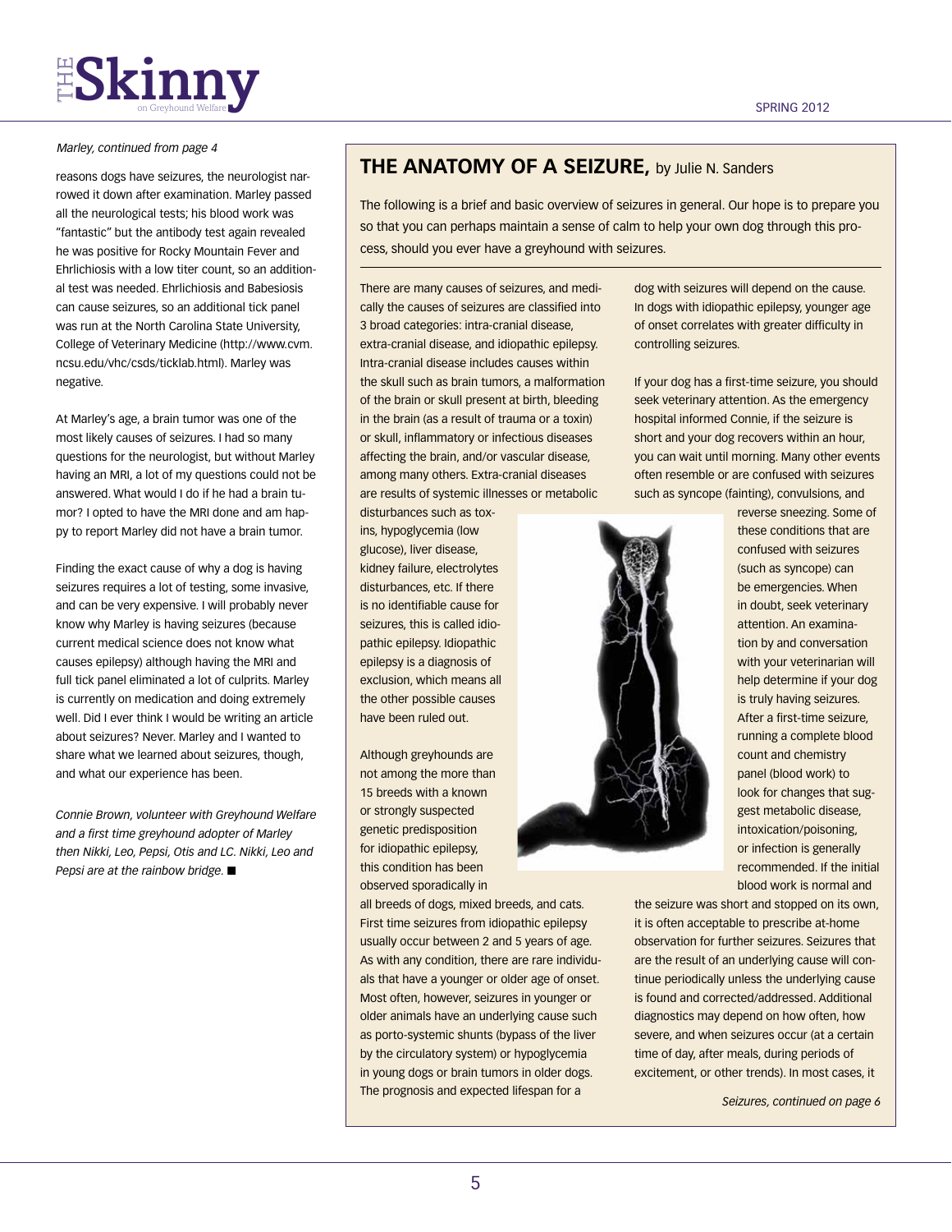*Marley, continued from page 4*

reasons dogs have seizures, the neurologist narrowed it down after examination. Marley passed all the neurological tests; his blood work was "fantastic" but the antibody test again revealed he was positive for Rocky Mountain Fever and Ehrlichiosis with a low titer count, so an additional test was needed. Ehrlichiosis and Babesiosis can cause seizures, so an additional tick panel was run at the North Carolina State University, College of Veterinary Medicine (http://www.cvm.ncsu.edu/vhc/csds/ticklab.html). Marley was negative.

At Marley's age, a brain tumor was one of the most likely causes of seizures. I had so many questions for the neurologist, but without Marley having an MRI, a lot of my questions could not be answered. What would I do if he had a brain tumor? I opted to have the MRI done and am happy to report Marley did not have a brain tumor.

Finding the exact cause of why a dog is having seizures requires a lot of testing, some invasive, and can be very expensive. I will probably never know why Marley is having seizures (because current medical science does not know what causes epilepsy) although having the MRI and full tick panel eliminated a lot of culprits. Marley is currently on medication and doing extremely well. Did I ever think I would be writing an article about seizures? Never. Marley and I wanted to share what we learned about seizures, though, and what our experience has been.

*Connie Brown, volunteer with Greyhound Welfare and a first time greyhound adopter of Marley then Nikki, Leo, Pepsi, Otis and LC. Nikki, Leo and Pepsi are at the rainbow bridge.* ■

## THE ANATOMY OF A SEIZURE, by Julie N. Sanders

The following is a brief and basic overview of seizures in general. Our hope is to prepare you so that you can perhaps maintain a sense of calm to help your own dog through this process, should you ever have a greyhound with seizures.

There are many causes of seizures, and medically the causes of seizures are classified into 3 broad categories: intra-cranial disease, extra-cranial disease, and idiopathic epilepsy. Intra-cranial disease includes causes within the skull such as brain tumors, a malformation of the brain or skull present at birth, bleeding in the brain (as a result of trauma or a toxin) or skull, inflammatory or infectious diseases affecting the brain, and/or vascular disease, among many others. Extra-cranial diseases are results of systemic illnesses or metabolic disturbances such as toxins, hypoglycemia (low glucose), liver disease, kidney failure, electrolytes disturbances, etc. If there is no identifiable cause for seizures, this is called idiopathic epilepsy. Idiopathic epilepsy is a diagnosis of exclusion, which means all the other possible causes have been ruled out.

Although greyhounds are not among the more than 15 breeds with a known or strongly suspected genetic predisposition for idiopathic epilepsy, this condition has been observed sporadically in all breeds of dogs, mixed breeds, and cats. First time seizures from idiopathic epilepsy usually occur between 2 and 5 years of age. As with any condition, there are rare individuals that have a younger or older age of onset. Most often, however, seizures in younger or older animals have an underlying cause such as porto-systemic shunts (bypass of the liver by the circulatory system) or hypoglycemia in young dogs or brain tumors in older dogs. The prognosis and expected lifespan for a dog with seizures will depend on the cause. In dogs with idiopathic epilepsy, younger age of onset correlates with greater difficulty in controlling seizures.

If your dog has a first-time seizure, you should seek veterinary attention. As the emergency hospital informed Connie, if the seizure is short and your dog recovers within an hour, you can wait until morning. Many other events often resemble or are confused with seizures such as syncope (fainting), convulsions, and reverse sneezing. Some of these conditions that are confused with seizures (such as syncope) can be emergencies. When in doubt, seek veterinary attention. An examination by and conversation with your veterinarian will help determine if your dog is truly having seizures. After a first-time seizure, running a complete blood count and chemistry panel (blood work) to look for changes that suggest metabolic disease, intoxication/poisoning, or infection is generally recommended. If the initial blood work is normal and the seizure was short and stopped on its own, it is often acceptable to prescribe at-home observation for further seizures. Seizures that are the result of an underlying cause will continue periodically unless the underlying cause is found and corrected/addressed. Additional diagnostics may depend on how often, how severe, and when seizures occur (at a certain time of day, after meals, during periods of excitement, or other trends). In most cases, it

*Seizures, continued on page 6*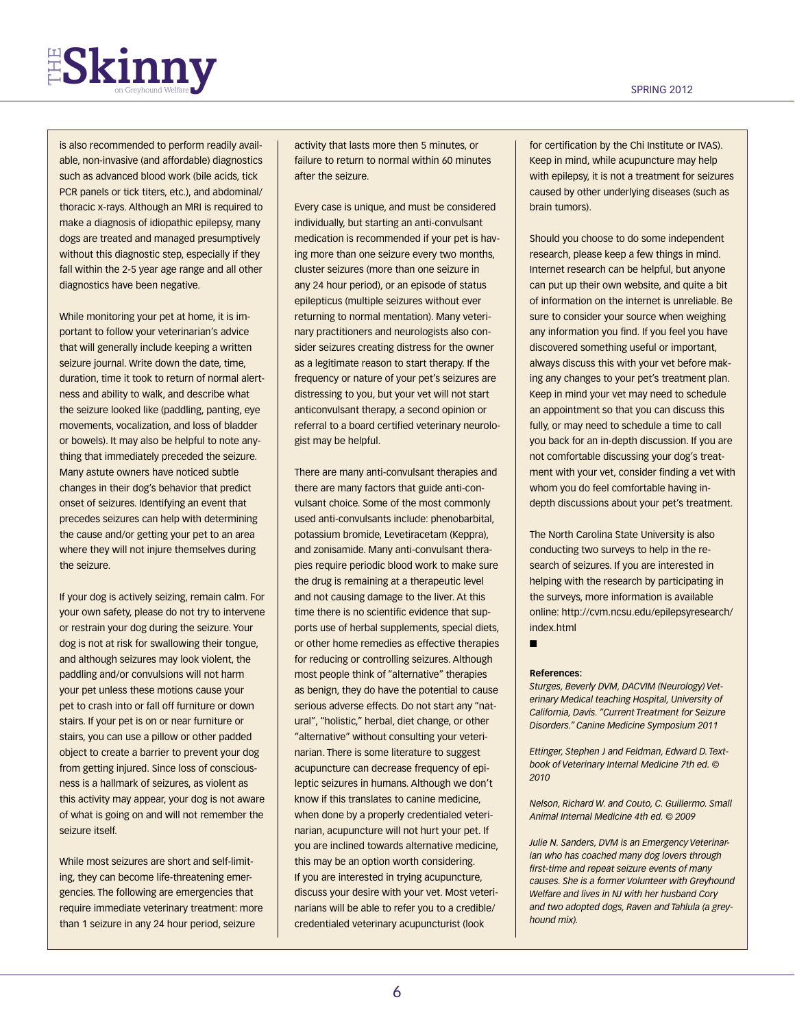is also recommended to perform readily available, non-invasive (and affordable) diagnostics such as advanced blood work (bile acids, tick PCR panels or tick titers, etc.), and abdominal/thoracic x-rays. Although an MRI is required to make a diagnosis of idiopathic epilepsy, many dogs are treated and managed presumptively without this diagnostic step, especially if they fall within the 2-5 year age range and all other diagnostics have been negative.

While monitoring your pet at home, it is important to follow your veterinarian's advice that will generally include keeping a written seizure journal. Write down the date, time, duration, time it took to return of normal alertness and ability to walk, and describe what the seizure looked like (paddling, panting, eye movements, vocalization, and loss of bladder or bowels). It may also be helpful to note anything that immediately preceded the seizure. Many astute owners have noticed subtle changes in their dog's behavior that predict onset of seizures. Identifying an event that precedes seizures can help with determining the cause and/or getting your pet to an area where they will not injure themselves during the seizure.

If your dog is actively seizing, remain calm. For your own safety, please do not try to intervene or restrain your dog during the seizure. Your dog is not at risk for swallowing their tongue, and although seizures may look violent, the paddling and/or convulsions will not harm your pet unless these motions cause your pet to crash into or fall off furniture or down stairs. If your pet is on or near furniture or stairs, you can use a pillow or other padded object to create a barrier to prevent your dog from getting injured. Since loss of consciousness is a hallmark of seizures, as violent as this activity may appear, your dog is not aware of what is going on and will not remember the seizure itself.

While most seizures are short and self-limiting, they can become life-threatening emergencies. The following are emergencies that require immediate veterinary treatment: more than 1 seizure in any 24 hour period, seizure activity that lasts more then 5 minutes, or failure to return to normal within 60 minutes after the seizure.

Every case is unique, and must be considered individually, but starting an anti-convulsant medication is recommended if your pet is having more than one seizure every two months, cluster seizures (more than one seizure in any 24 hour period), or an episode of status epilepticus (multiple seizures without ever returning to normal mentation). Many veterinary practitioners and neurologists also consider seizures creating distress for the owner as a legitimate reason to start therapy. If the frequency or nature of your pet's seizures are distressing to you, but your vet will not start anticonvulsant therapy, a second opinion or referral to a board certified veterinary neurologist may be helpful.

There are many anti-convulsant therapies and there are many factors that guide anti-convulsant choice. Some of the most commonly used anti-convulsants include: phenobarbital, potassium bromide, Levetiracetam (Keppra), and zonisamide. Many anti-convulsant therapies require periodic blood work to make sure the drug is remaining at a therapeutic level and not causing damage to the liver. At this time there is no scientific evidence that supports use of herbal supplements, special diets, or other home remedies as effective therapies for reducing or controlling seizures. Although most people think of "alternative" therapies as benign, they do have the potential to cause serious adverse effects. Do not start any "natural", "holistic," herbal, diet change, or other "alternative" without consulting your veterinarian. There is some literature to suggest acupuncture can decrease frequency of epileptic seizures in humans. Although we don't know if this translates to canine medicine, when done by a properly credentialed veterinarian, acupuncture will not hurt your pet. If you are inclined towards alternative medicine, this may be an option worth considering. If you are interested in trying acupuncture, discuss your desire with your vet. Most veterinarians will be able to refer you to a credible/credentialed veterinary acupuncturist (look for certification by the Chi Institute or IVAS). Keep in mind, while acupuncture may help with epilepsy, it is not a treatment for seizures caused by other underlying diseases (such as brain tumors).

Should you choose to do some independent research, please keep a few things in mind. Internet research can be helpful, but anyone can put up their own website, and quite a bit of information on the internet is unreliable. Be sure to consider your source when weighing any information you find. If you feel you have discovered something useful or important, always discuss this with your vet before making any changes to your pet's treatment plan. Keep in mind your vet may need to schedule an appointment so that you can discuss this fully, or may need to schedule a time to call you back for an in-depth discussion. If you are not comfortable discussing your dog's treatment with your vet, consider finding a vet with whom you do feel comfortable having in-depth discussions about your pet's treatment.

The North Carolina State University is also conducting two surveys to help in the research of seizures. If you are interested in helping with the research by participating in the surveys, more information is available online: http://cvm.ncsu.edu/epilepsyresearch/index.html

■

**References:**

*Sturges, Beverly DVM, DACVIM (Neurology) Veterinary Medical teaching Hospital, University of California, Davis. "Current Treatment for Seizure Disorders." Canine Medicine Symposium 2011*

*Ettinger, Stephen J and Feldman, Edward D. Textbook of Veterinary Internal Medicine 7th ed. © 2010*

*Nelson, Richard W. and Couto, C. Guillermo. Small Animal Internal Medicine 4th ed. © 2009*

*Julie N. Sanders, DVM is an Emergency Veterinarian who has coached many dog lovers through first-time and repeat seizure events of many causes. She is a former Volunteer with Greyhound Welfare and lives in NJ with her husband Cory and two adopted dogs, Raven and Tahlula (a greyhound mix).*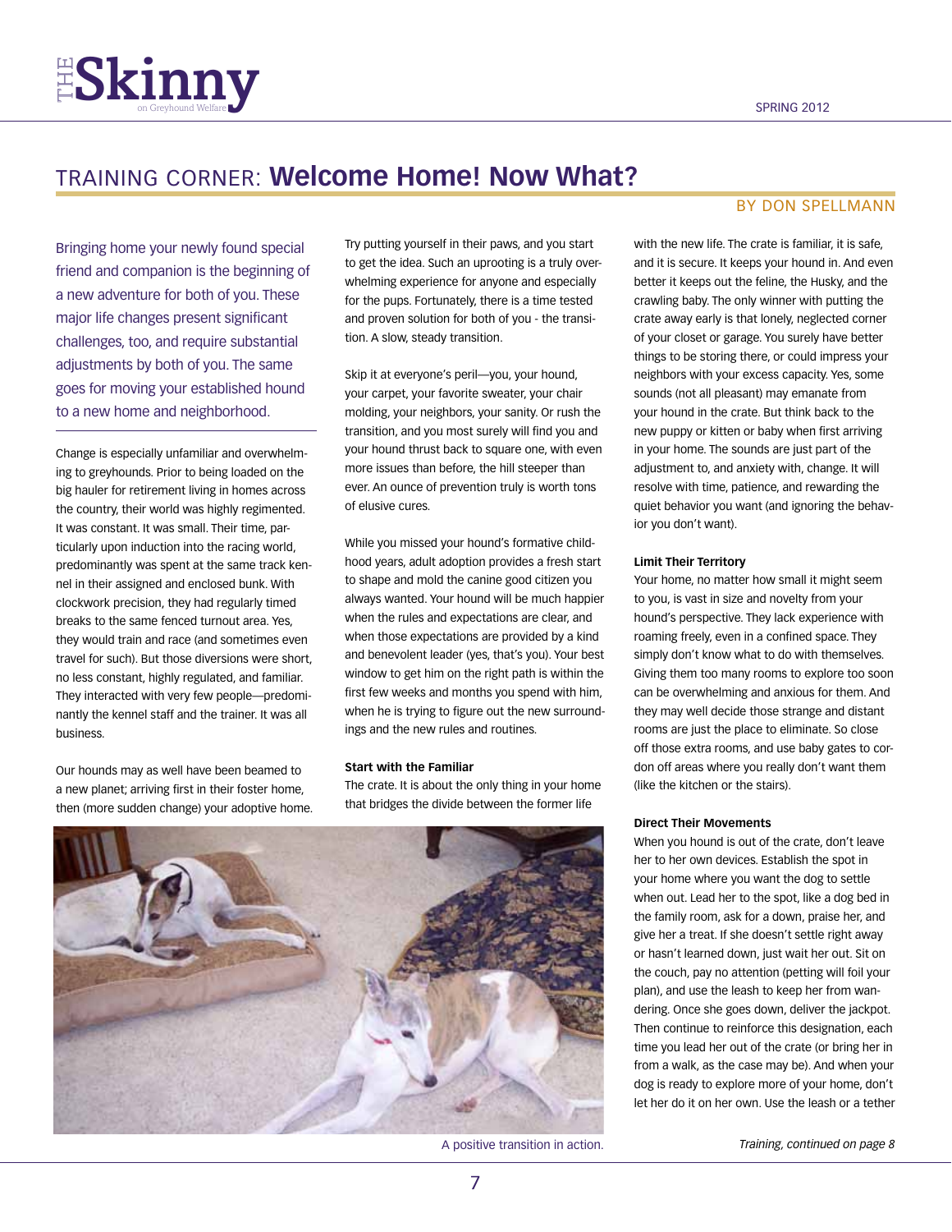# TRAINING CORNER: **Welcome Home! Now What?**

BY DON SPELLMANN

Bringing home your newly found special friend and companion is the beginning of a new adventure for both of you. These major life changes present significant challenges, too, and require substantial adjustments by both of you. The same goes for moving your established hound to a new home and neighborhood.

Change is especially unfamiliar and overwhelming to greyhounds. Prior to being loaded on the big hauler for retirement living in homes across the country, their world was highly regimented. It was constant. It was small. Their time, particularly upon induction into the racing world, predominantly was spent at the same track kennel in their assigned and enclosed bunk. With clockwork precision, they had regularly timed breaks to the same fenced turnout area. Yes, they would train and race (and sometimes even travel for such). But those diversions were short, no less constant, highly regulated, and familiar. They interacted with very few people—predominantly the kennel staff and the trainer. It was all business.

Our hounds may as well have been beamed to a new planet; arriving first in their foster home, then (more sudden change) your adoptive home. Try putting yourself in their paws, and you start to get the idea. Such an uprooting is a truly overwhelming experience for anyone and especially for the pups. Fortunately, there is a time tested and proven solution for both of you - the transition. A slow, steady transition.

Skip it at everyone's peril—you, your hound, your carpet, your favorite sweater, your chair molding, your neighbors, your sanity. Or rush the transition, and you most surely will find you and your hound thrust back to square one, with even more issues than before, the hill steeper than ever. An ounce of prevention truly is worth tons of elusive cures.

While you missed your hound's formative childhood years, adult adoption provides a fresh start to shape and mold the canine good citizen you always wanted. Your hound will be much happier when the rules and expectations are clear, and when those expectations are provided by a kind and benevolent leader (yes, that's you). Your best window to get him on the right path is within the first few weeks and months you spend with him, when he is trying to figure out the new surroundings and the new rules and routines.

### Start with the Familiar

The crate. It is about the only thing in your home that bridges the divide between the former life with the new life. The crate is familiar, it is safe, and it is secure. It keeps your hound in. And even better it keeps out the feline, the Husky, and the crawling baby. The only winner with putting the crate away early is that lonely, neglected corner of your closet or garage. You surely have better things to be storing there, or could impress your neighbors with your excess capacity. Yes, some sounds (not all pleasant) may emanate from your hound in the crate. But think back to the new puppy or kitten or baby when first arriving in your home. The sounds are just part of the adjustment to, and anxiety with, change. It will resolve with time, patience, and rewarding the quiet behavior you want (and ignoring the behavior you don't want).

A positive transition in action.

### Limit Their Territory

Your home, no matter how small it might seem to you, is vast in size and novelty from your hound's perspective. They lack experience with roaming freely, even in a confined space. They simply don't know what to do with themselves. Giving them too many rooms to explore too soon can be overwhelming and anxious for them. And they may well decide those strange and distant rooms are just the place to eliminate. So close off those extra rooms, and use baby gates to cordon off areas where you really don't want them (like the kitchen or the stairs).

### Direct Their Movements

When you hound is out of the crate, don't leave her to her own devices. Establish the spot in your home where you want the dog to settle when out. Lead her to the spot, like a dog bed in the family room, ask for a down, praise her, and give her a treat. If she doesn't settle right away or hasn't learned down, just wait her out. Sit on the couch, pay no attention (petting will foil your plan), and use the leash to keep her from wandering. Once she goes down, deliver the jackpot. Then continue to reinforce this designation, each time you lead her out of the crate (or bring her in from a walk, as the case may be). And when your dog is ready to explore more of your home, don't let her do it on her own. Use the leash or a tether

*Training, continued on page 8*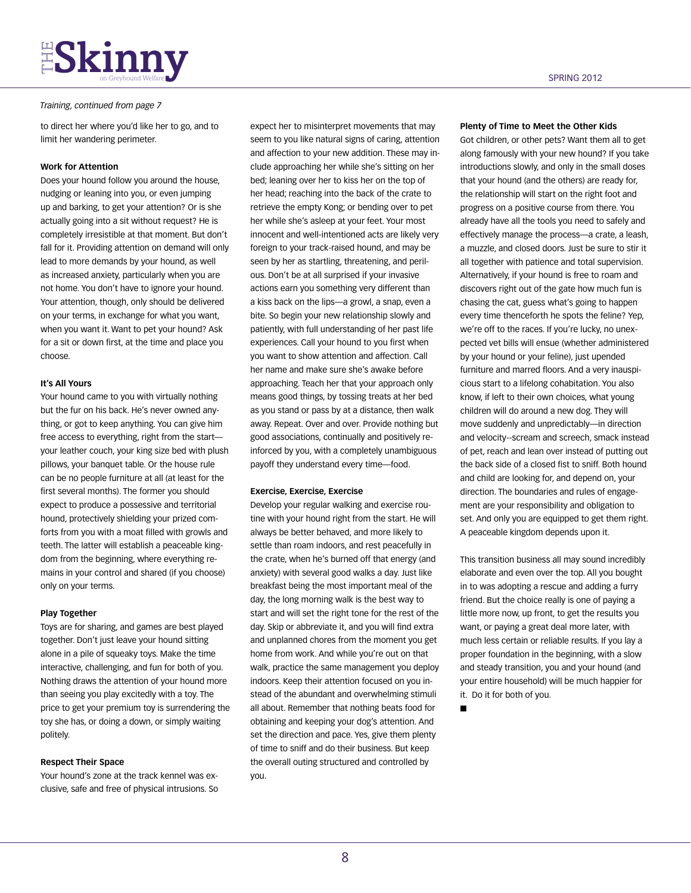*Training, continued from page 7*

to direct her where you'd like her to go, and to limit her wandering perimeter.

**Work for Attention**

Does your hound follow you around the house, nudging or leaning into you, or even jumping up and barking, to get your attention? Or is she actually going into a sit without request? He is completely irresistible at that moment. But don't fall for it. Providing attention on demand will only lead to more demands by your hound, as well as increased anxiety, particularly when you are not home. You don't have to ignore your hound. Your attention, though, only should be delivered on your terms, in exchange for what you want, when you want it. Want to pet your hound? Ask for a sit or down first, at the time and place you choose.

**It's All Yours**

Your hound came to you with virtually nothing but the fur on his back. He's never owned anything, or got to keep anything. You can give him free access to everything, right from the start—your leather couch, your king size bed with plush pillows, your banquet table. Or the house rule can be no people furniture at all (at least for the first several months). The former you should expect to produce a possessive and territorial hound, protectively shielding your prized comforts from you with a moat filled with growls and teeth. The latter will establish a peaceable kingdom from the beginning, where everything remains in your control and shared (if you choose) only on your terms.

**Play Together**

Toys are for sharing, and games are best played together. Don't just leave your hound sitting alone in a pile of squeaky toys. Make the time interactive, challenging, and fun for both of you. Nothing draws the attention of your hound more than seeing you play excitedly with a toy. The price to get your premium toy is surrendering the toy she has, or doing a down, or simply waiting politely.

**Respect Their Space**

Your hound's zone at the track kennel was exclusive, safe and free of physical intrusions. So expect her to misinterpret movements that may seem to you like natural signs of caring, attention and affection to your new addition. These may include approaching her while she's sitting on her bed; leaning over her to kiss her on the top of her head; reaching into the back of the crate to retrieve the empty Kong; or bending over to pet her while she's asleep at your feet. Your most innocent and well-intentioned acts are likely very foreign to your track-raised hound, and may be seen by her as startling, threatening, and perilous. Don't be at all surprised if your invasive actions earn you something very different than a kiss back on the lips—a growl, a snap, even a bite. So begin your new relationship slowly and patiently, with full understanding of her past life experiences. Call your hound to you first when you want to show attention and affection. Call her name and make sure she's awake before approaching. Teach her that your approach only means good things, by tossing treats at her bed as you stand or pass by at a distance, then walk away. Repeat. Over and over. Provide nothing but good associations, continually and positively reinforced by you, with a completely unambiguous payoff they understand every time—food.

**Exercise, Exercise, Exercise**

Develop your regular walking and exercise routine with your hound right from the start. He will always be better behaved, and more likely to settle than roam indoors, and rest peacefully in the crate, when he's burned off that energy (and anxiety) with several good walks a day. Just like breakfast being the most important meal of the day, the long morning walk is the best way to start and will set the right tone for the rest of the day. Skip or abbreviate it, and you will find extra and unplanned chores from the moment you get home from work. And while you're out on that walk, practice the same management you deploy indoors. Keep their attention focused on you instead of the abundant and overwhelming stimuli all about. Remember that nothing beats food for obtaining and keeping your dog's attention. And set the direction and pace. Yes, give them plenty of time to sniff and do their business. But keep the overall outing structured and controlled by you.

**Plenty of Time to Meet the Other Kids**

Got children, or other pets? Want them all to get along famously with your new hound? If you take introductions slowly, and only in the small doses that your hound (and the others) are ready for, the relationship will start on the right foot and progress on a positive course from there. You already have all the tools you need to safely and effectively manage the process—a crate, a leash, a muzzle, and closed doors. Just be sure to stir it all together with patience and total supervision. Alternatively, if your hound is free to roam and discovers right out of the gate how much fun is chasing the cat, guess what's going to happen every time thenceforth he spots the feline? Yep, we're off to the races. If you're lucky, no unexpected vet bills will ensue (whether administered by your hound or your feline), just upended furniture and marred floors. And a very inauspicious start to a lifelong cohabitation. You also know, if left to their own choices, what young children will do around a new dog. They will move suddenly and unpredictably—in direction and velocity--scream and screech, smack instead of pet, reach and lean over instead of putting out the back side of a closed fist to sniff. Both hound and child are looking for, and depend on, your direction. The boundaries and rules of engagement are your responsibility and obligation to set. And only you are equipped to get them right. A peaceable kingdom depends upon it.

This transition business all may sound incredibly elaborate and even over the top. All you bought in to was adopting a rescue and adding a furry friend. But the choice really is one of paying a little more now, up front, to get the results you want, or paying a great deal more later, with much less certain or reliable results. If you lay a proper foundation in the beginning, with a slow and steady transition, you and your hound (and your entire household) will be much happier for it. Do it for both of you.

■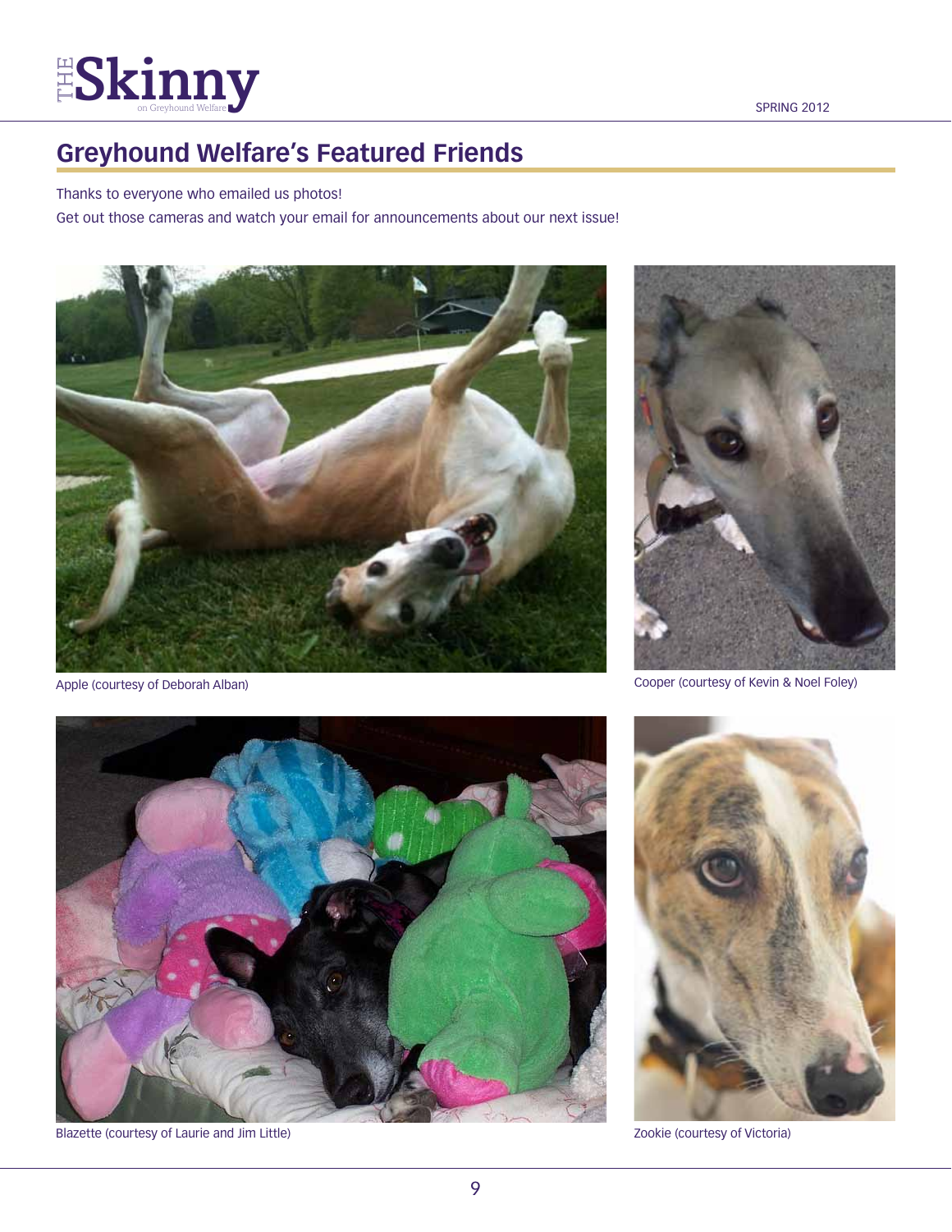## Greyhound Welfare's Featured Friends

Thanks to everyone who emailed us photos!

Get out those cameras and watch your email for announcements about our next issue!

Apple (courtesy of Deborah Alban)

Cooper (courtesy of Kevin & Noel Foley)

Blazette (courtesy of Laurie and Jim Little)

Zookie (courtesy of Victoria)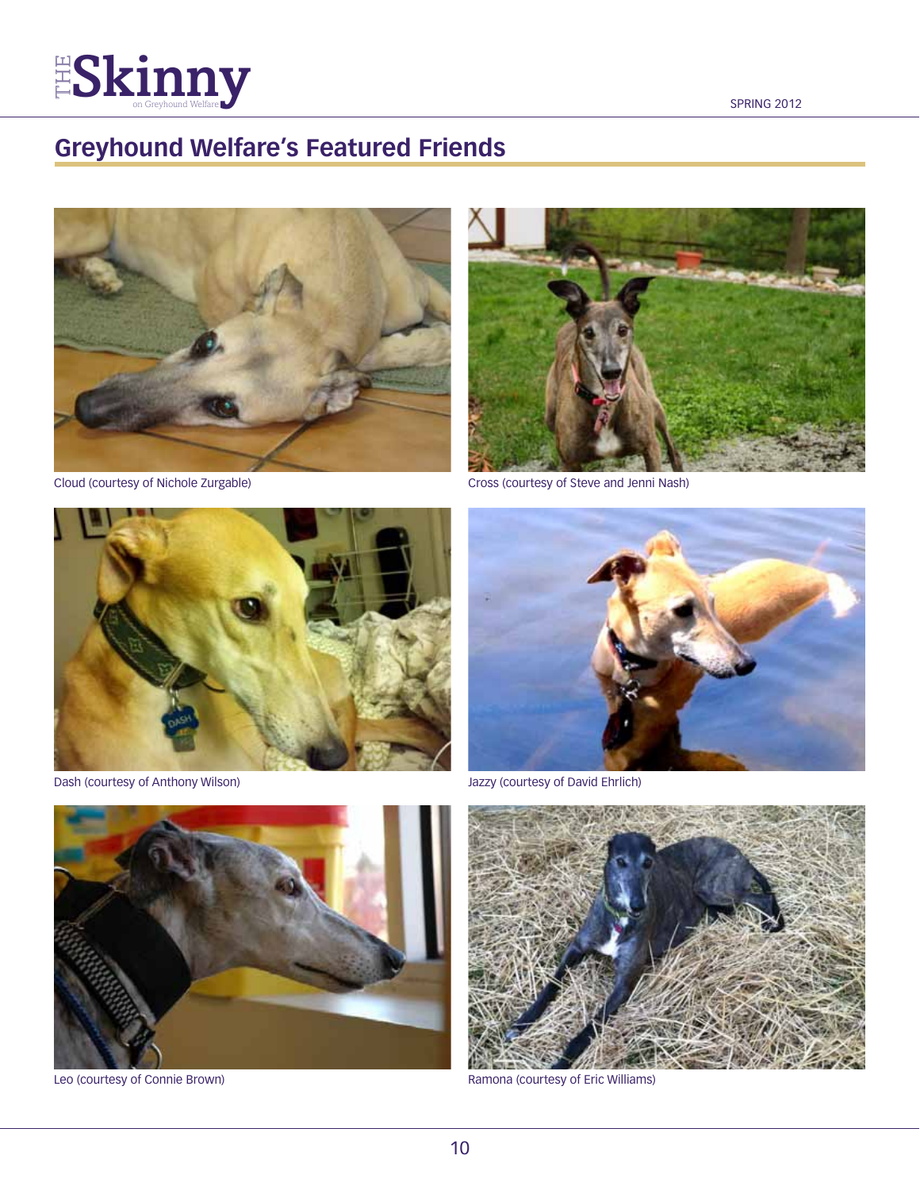## Greyhound Welfare's Featured Friends

Cloud (courtesy of Nichole Zurgable)

Cross (courtesy of Steve and Jenni Nash)

Dash (courtesy of Anthony Wilson)

Jazzy (courtesy of David Ehrlich)

Leo (courtesy of Connie Brown)

Ramona (courtesy of Eric Williams)